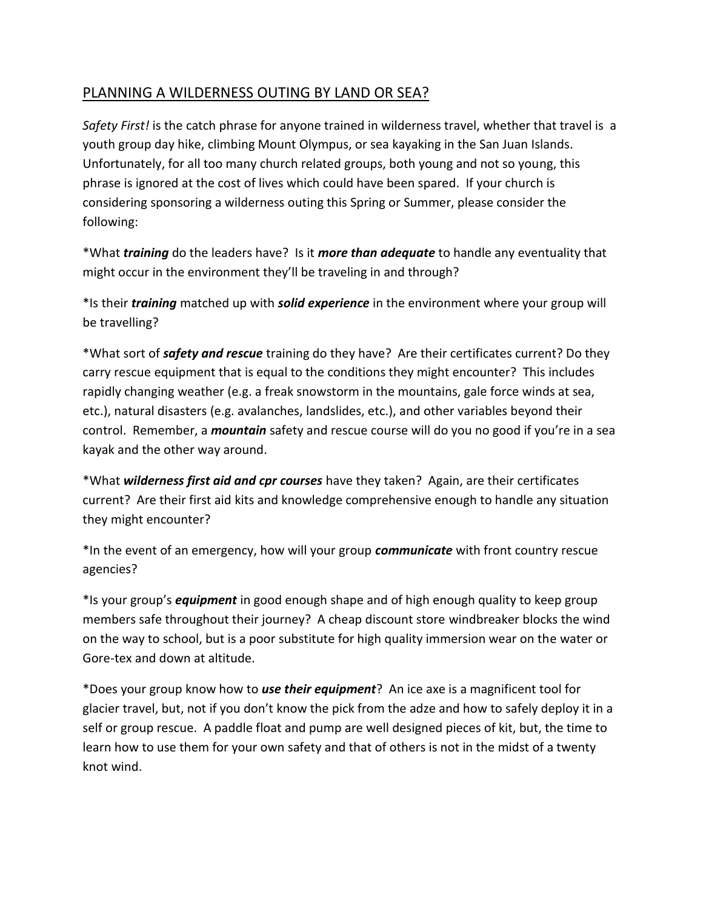## PLANNING A WILDERNESS OUTING BY LAND OR SEA?

*Safety First!* is the catch phrase for anyone trained in wilderness travel, whether that travel is a youth group day hike, climbing Mount Olympus, or sea kayaking in the San Juan Islands. Unfortunately, for all too many church related groups, both young and not so young, this phrase is ignored at the cost of lives which could have been spared. If your church is considering sponsoring a wilderness outing this Spring or Summer, please consider the following:

*What ***training*** do the leaders have? Is it ***more than adequate*** to handle any eventuality that might occur in the environment they'll be traveling in and through?

*Is their ***training*** matched up with ***solid experience*** in the environment where your group will be travelling?

*What sort of ***safety and rescue*** training do they have? Are their certificates current? Do they carry rescue equipment that is equal to the conditions they might encounter? This includes rapidly changing weather (e.g. a freak snowstorm in the mountains, gale force winds at sea, etc.), natural disasters (e.g. avalanches, landslides, etc.), and other variables beyond their control. Remember, a ***mountain*** safety and rescue course will do you no good if you're in a sea kayak and the other way around.

*What ***wilderness first aid and cpr courses*** have they taken? Again, are their certificates current? Are their first aid kits and knowledge comprehensive enough to handle any situation they might encounter?

*In the event of an emergency, how will your group ***communicate*** with front country rescue agencies?

*Is your group's ***equipment*** in good enough shape and of high enough quality to keep group members safe throughout their journey? A cheap discount store windbreaker blocks the wind on the way to school, but is a poor substitute for high quality immersion wear on the water or Gore-tex and down at altitude.

*Does your group know how to ***use their equipment***? An ice axe is a magnificent tool for glacier travel, but, not if you don't know the pick from the adze and how to safely deploy it in a self or group rescue. A paddle float and pump are well designed pieces of kit, but, the time to learn how to use them for your own safety and that of others is not in the midst of a twenty knot wind.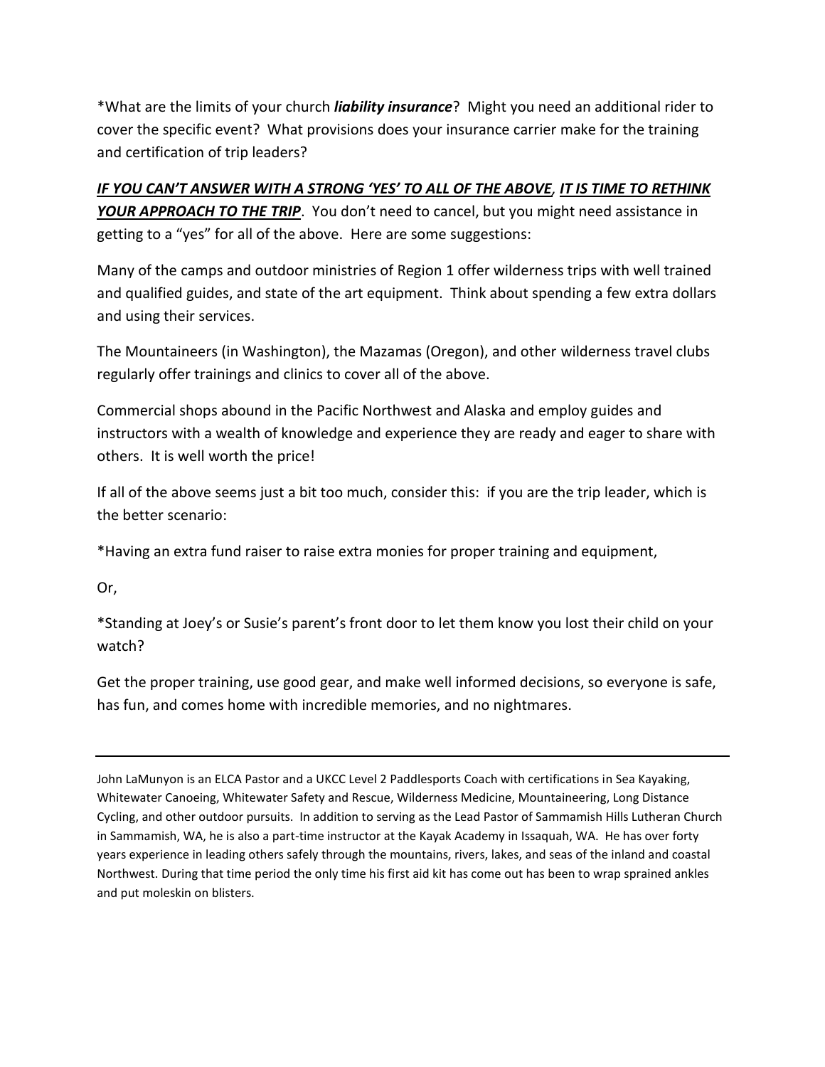*What are the limits of your church ***liability insurance***? Might you need an additional rider to cover the specific event? What provisions does your insurance carrier make for the training and certification of trip leaders?

***<u>IF YOU CAN'T ANSWER WITH A STRONG 'YES' TO ALL OF THE ABOVE</u>***, ***<u>IT IS TIME TO RETHINK YOUR APPROACH TO THE TRIP</u>***. You don't need to cancel, but you might need assistance in getting to a "yes" for all of the above. Here are some suggestions:

Many of the camps and outdoor ministries of Region 1 offer wilderness trips with well trained and qualified guides, and state of the art equipment. Think about spending a few extra dollars and using their services.

The Mountaineers (in Washington), the Mazamas (Oregon), and other wilderness travel clubs regularly offer trainings and clinics to cover all of the above.

Commercial shops abound in the Pacific Northwest and Alaska and employ guides and instructors with a wealth of knowledge and experience they are ready and eager to share with others. It is well worth the price!

If all of the above seems just a bit too much, consider this: if you are the trip leader, which is the better scenario:

*Having an extra fund raiser to raise extra monies for proper training and equipment,

Or,

*Standing at Joey's or Susie's parent's front door to let them know you lost their child on your watch?

Get the proper training, use good gear, and make well informed decisions, so everyone is safe, has fun, and comes home with incredible memories, and no nightmares.

---

John LaMunyon is an ELCA Pastor and a UKCC Level 2 Paddlesports Coach with certifications in Sea Kayaking, Whitewater Canoeing, Whitewater Safety and Rescue, Wilderness Medicine, Mountaineering, Long Distance Cycling, and other outdoor pursuits. In addition to serving as the Lead Pastor of Sammamish Hills Lutheran Church in Sammamish, WA, he is also a part-time instructor at the Kayak Academy in Issaquah, WA. He has over forty years experience in leading others safely through the mountains, rivers, lakes, and seas of the inland and coastal Northwest. During that time period the only time his first aid kit has come out has been to wrap sprained ankles and put moleskin on blisters.